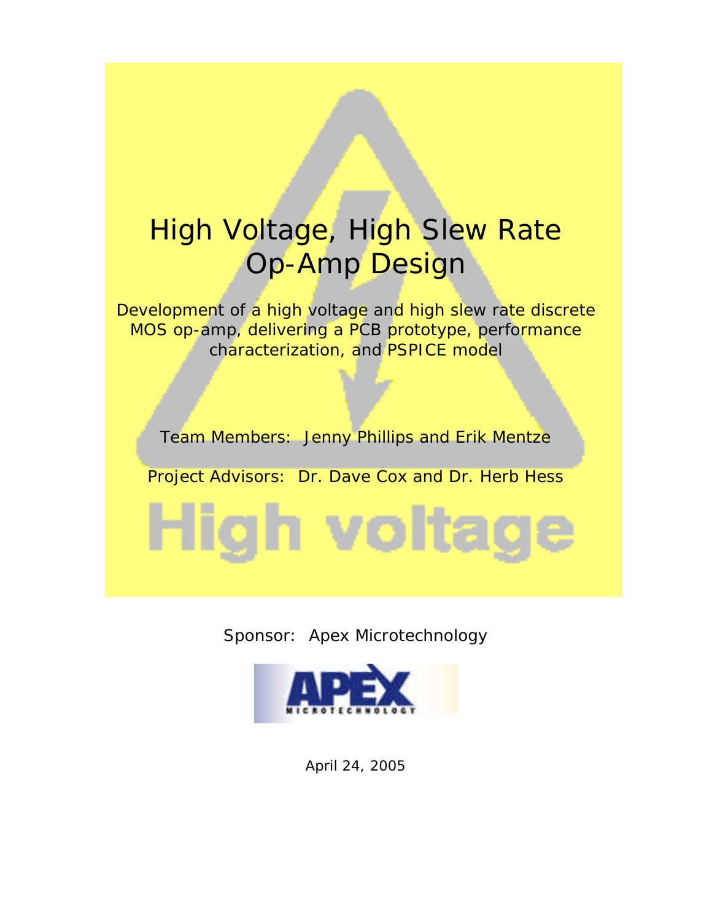# High Voltage, High Slew Rate Op-Amp Design

Development of a high voltage and high slew rate discrete MOS op-amp, delivering a PCB prototype, performance characterization, and PSPICE model

Team Members: Jenny Phillips and Erik Mentze

Project Advisors: Dr. Dave Cox and Dr. Herb Hess

High voltage

Sponsor: Apex Microtechnology

APEX MICROTECHNOLOGY

April 24, 2005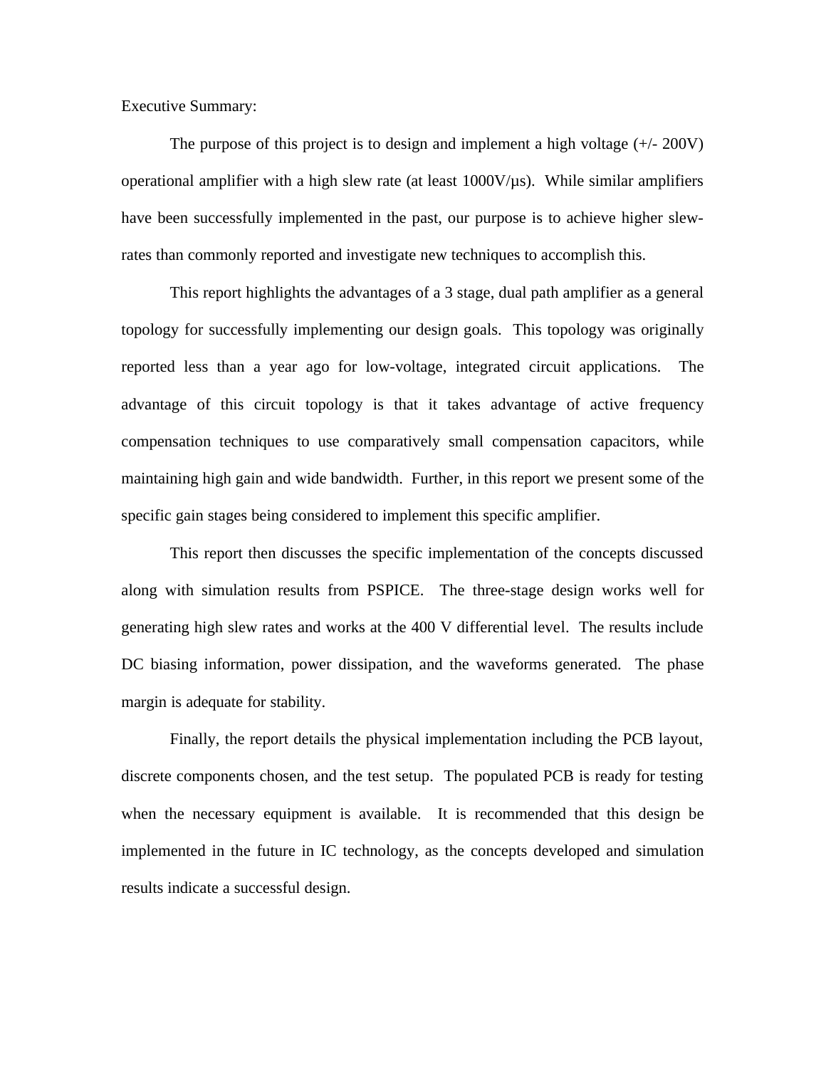Executive Summary:

The purpose of this project is to design and implement a high voltage (+/- 200V) operational amplifier with a high slew rate (at least 1000V/µs). While similar amplifiers have been successfully implemented in the past, our purpose is to achieve higher slew-rates than commonly reported and investigate new techniques to accomplish this.

This report highlights the advantages of a 3 stage, dual path amplifier as a general topology for successfully implementing our design goals. This topology was originally reported less than a year ago for low-voltage, integrated circuit applications. The advantage of this circuit topology is that it takes advantage of active frequency compensation techniques to use comparatively small compensation capacitors, while maintaining high gain and wide bandwidth. Further, in this report we present some of the specific gain stages being considered to implement this specific amplifier.

This report then discusses the specific implementation of the concepts discussed along with simulation results from PSPICE. The three-stage design works well for generating high slew rates and works at the 400 V differential level. The results include DC biasing information, power dissipation, and the waveforms generated. The phase margin is adequate for stability.

Finally, the report details the physical implementation including the PCB layout, discrete components chosen, and the test setup. The populated PCB is ready for testing when the necessary equipment is available. It is recommended that this design be implemented in the future in IC technology, as the concepts developed and simulation results indicate a successful design.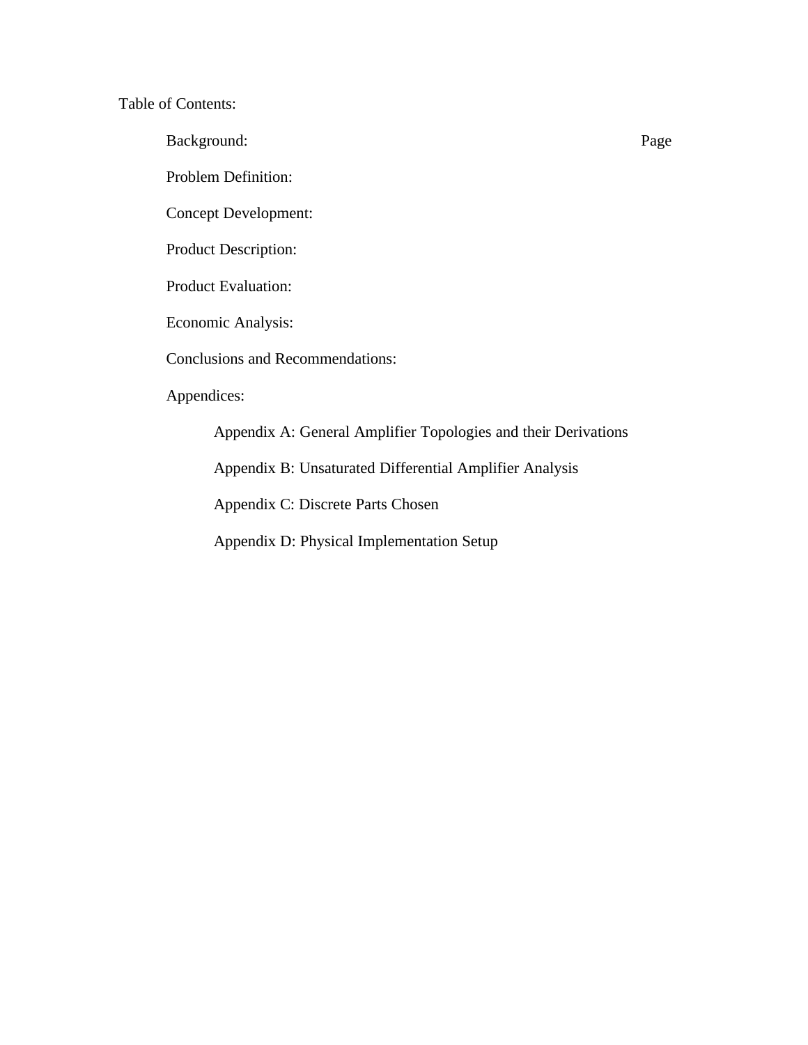Table of Contents:

Background: Page

Problem Definition:

Concept Development:

Product Description:

Product Evaluation:

Economic Analysis:

Conclusions and Recommendations:

Appendices:

- Appendix A: General Amplifier Topologies and their Derivations
- Appendix B: Unsaturated Differential Amplifier Analysis
- Appendix C: Discrete Parts Chosen
- Appendix D: Physical Implementation Setup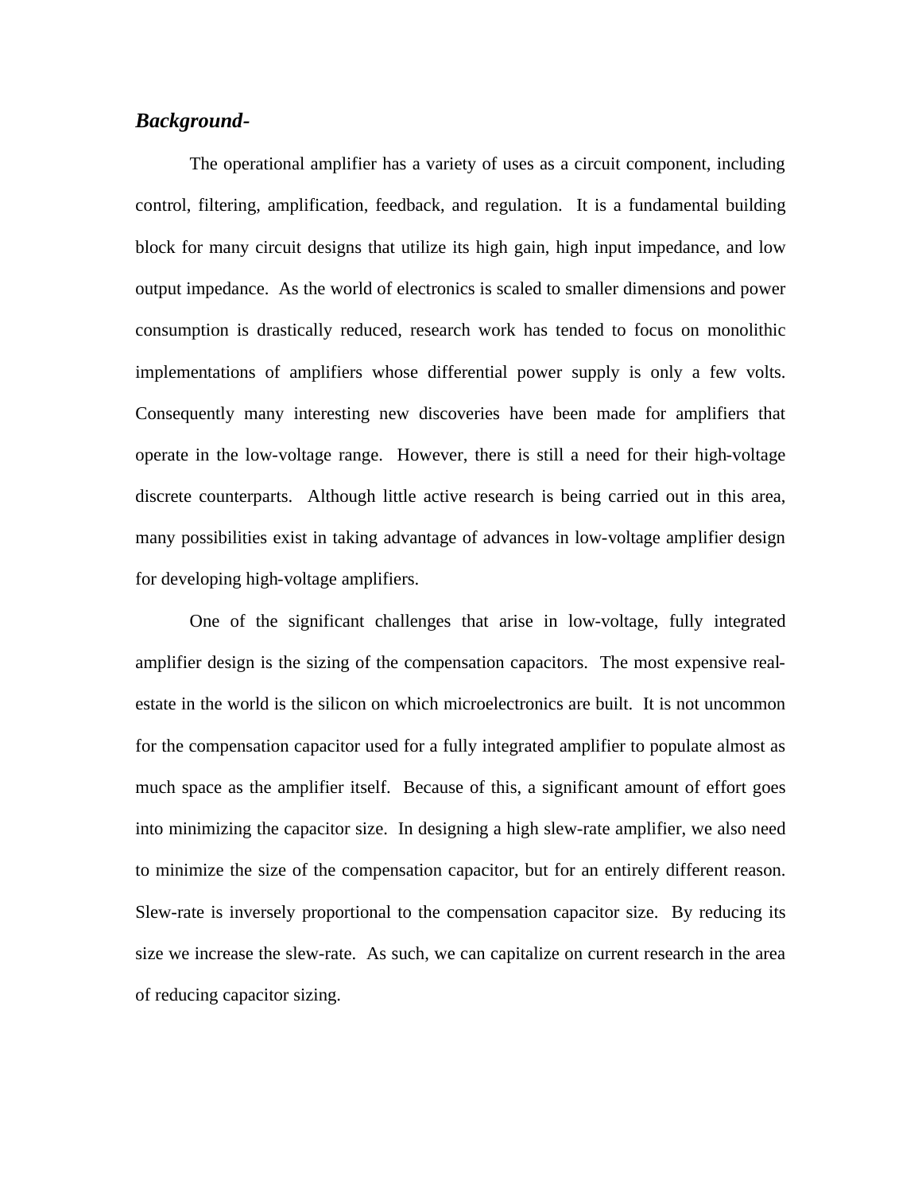***Background-***

The operational amplifier has a variety of uses as a circuit component, including control, filtering, amplification, feedback, and regulation. It is a fundamental building block for many circuit designs that utilize its high gain, high input impedance, and low output impedance. As the world of electronics is scaled to smaller dimensions and power consumption is drastically reduced, research work has tended to focus on monolithic implementations of amplifiers whose differential power supply is only a few volts. Consequently many interesting new discoveries have been made for amplifiers that operate in the low-voltage range. However, there is still a need for their high-voltage discrete counterparts. Although little active research is being carried out in this area, many possibilities exist in taking advantage of advances in low-voltage amplifier design for developing high-voltage amplifiers.

One of the significant challenges that arise in low-voltage, fully integrated amplifier design is the sizing of the compensation capacitors. The most expensive real-estate in the world is the silicon on which microelectronics are built. It is not uncommon for the compensation capacitor used for a fully integrated amplifier to populate almost as much space as the amplifier itself. Because of this, a significant amount of effort goes into minimizing the capacitor size. In designing a high slew-rate amplifier, we also need to minimize the size of the compensation capacitor, but for an entirely different reason. Slew-rate is inversely proportional to the compensation capacitor size. By reducing its size we increase the slew-rate. As such, we can capitalize on current research in the area of reducing capacitor sizing.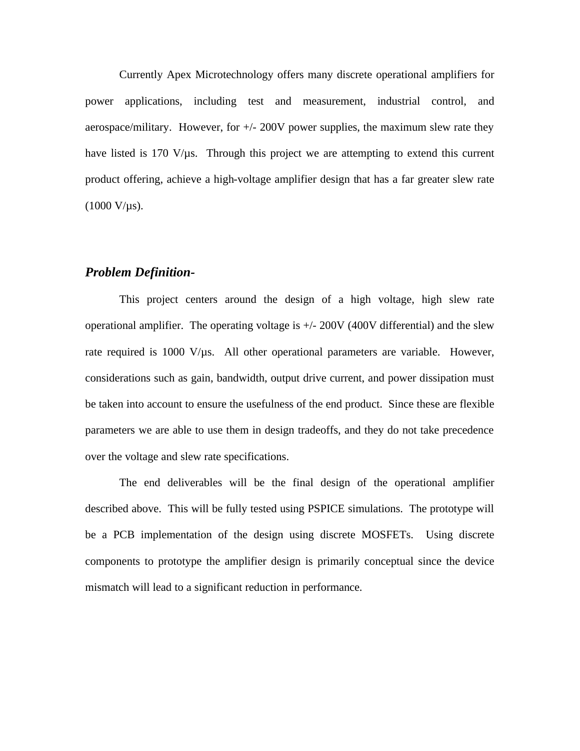Currently Apex Microtechnology offers many discrete operational amplifiers for power applications, including test and measurement, industrial control, and aerospace/military. However, for +/- 200V power supplies, the maximum slew rate they have listed is 170 V/µs. Through this project we are attempting to extend this current product offering, achieve a high-voltage amplifier design that has a far greater slew rate (1000 V/µs).

## *Problem Definition-*

This project centers around the design of a high voltage, high slew rate operational amplifier. The operating voltage is +/- 200V (400V differential) and the slew rate required is 1000 V/µs. All other operational parameters are variable. However, considerations such as gain, bandwidth, output drive current, and power dissipation must be taken into account to ensure the usefulness of the end product. Since these are flexible parameters we are able to use them in design tradeoffs, and they do not take precedence over the voltage and slew rate specifications.

The end deliverables will be the final design of the operational amplifier described above. This will be fully tested using PSPICE simulations. The prototype will be a PCB implementation of the design using discrete MOSFETs. Using discrete components to prototype the amplifier design is primarily conceptual since the device mismatch will lead to a significant reduction in performance.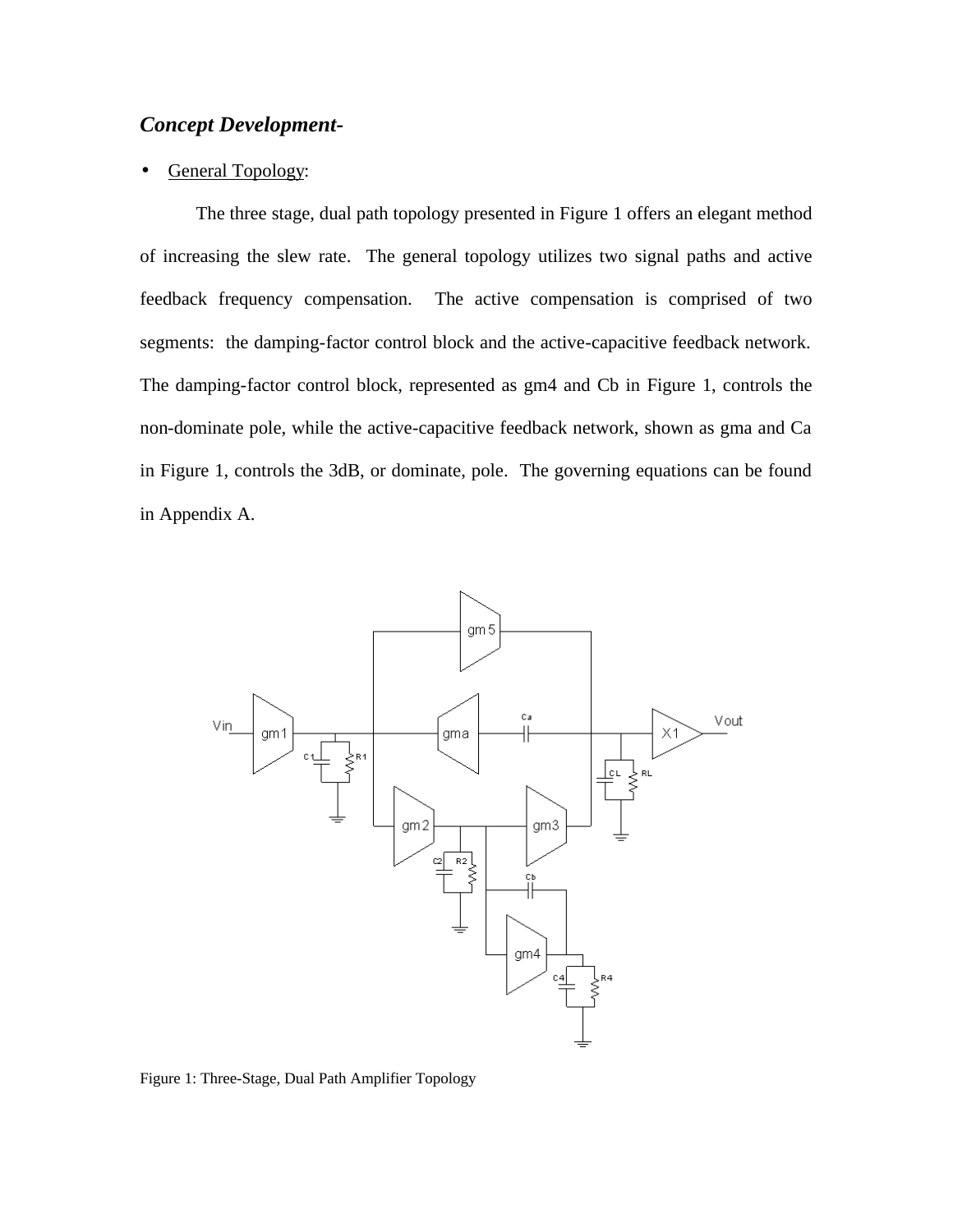## *Concept Development-*

- <u>General Topology</u>:

The three stage, dual path topology presented in Figure 1 offers an elegant method of increasing the slew rate. The general topology utilizes two signal paths and active feedback frequency compensation. The active compensation is comprised of two segments: the damping-factor control block and the active-capacitive feedback network. The damping-factor control block, represented as gm4 and Cb in Figure 1, controls the non-dominate pole, while the active-capacitive feedback network, shown as gma and Ca in Figure 1, controls the 3dB, or dominate, pole. The governing equations can be found in Appendix A.

Figure 1: Three-Stage, Dual Path Amplifier Topology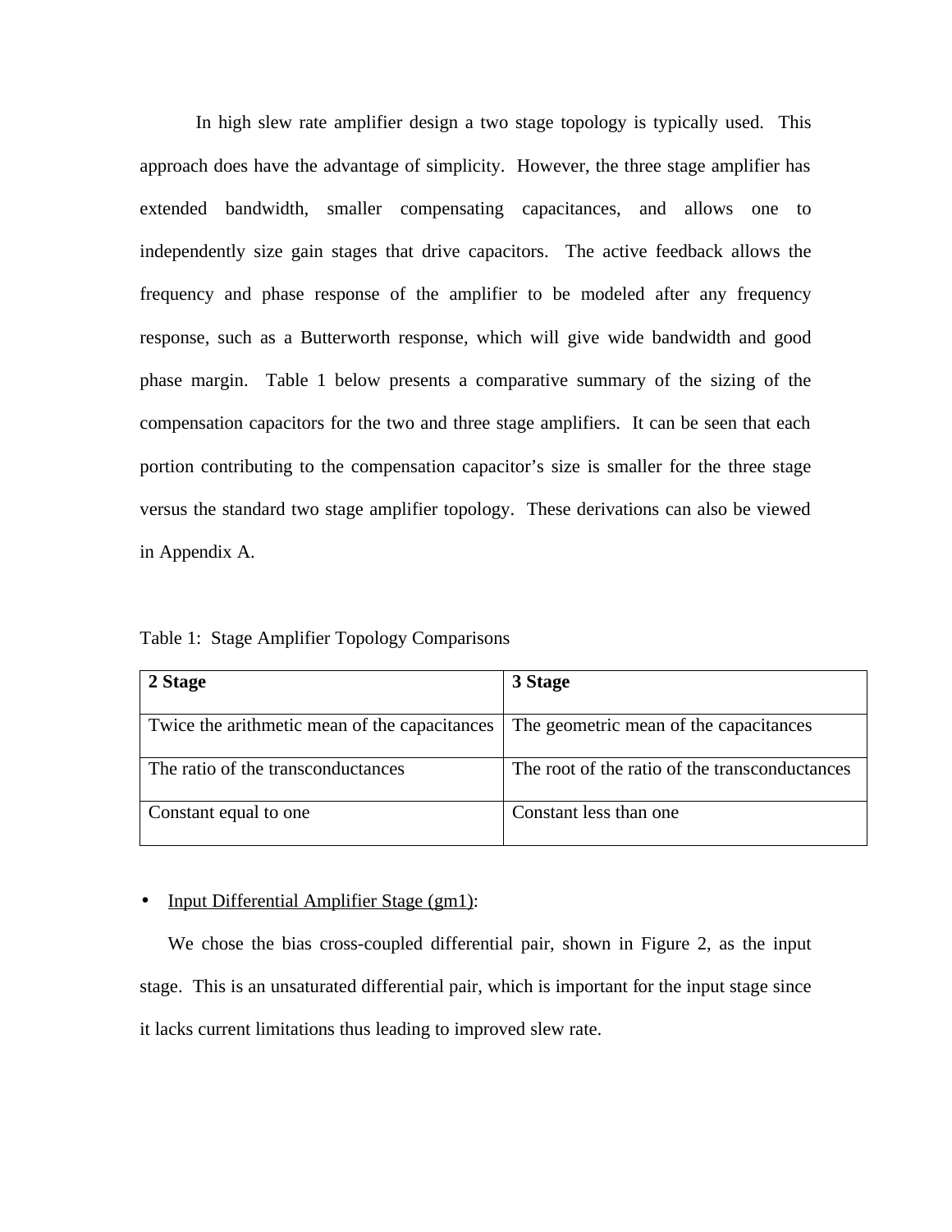In high slew rate amplifier design a two stage topology is typically used. This approach does have the advantage of simplicity. However, the three stage amplifier has extended bandwidth, smaller compensating capacitances, and allows one to independently size gain stages that drive capacitors. The active feedback allows the frequency and phase response of the amplifier to be modeled after any frequency response, such as a Butterworth response, which will give wide bandwidth and good phase margin. Table 1 below presents a comparative summary of the sizing of the compensation capacitors for the two and three stage amplifiers. It can be seen that each portion contributing to the compensation capacitor's size is smaller for the three stage versus the standard two stage amplifier topology. These derivations can also be viewed in Appendix A.

Table 1: Stage Amplifier Topology Comparisons

| **2 Stage** | **3 Stage** |
|---|---|
| Twice the arithmetic mean of the capacitances | The geometric mean of the capacitances |
| The ratio of the transconductances | The root of the ratio of the transconductances |
| Constant equal to one | Constant less than one |

- Input Differential Amplifier Stage (gm1):

We chose the bias cross-coupled differential pair, shown in Figure 2, as the input stage. This is an unsaturated differential pair, which is important for the input stage since it lacks current limitations thus leading to improved slew rate.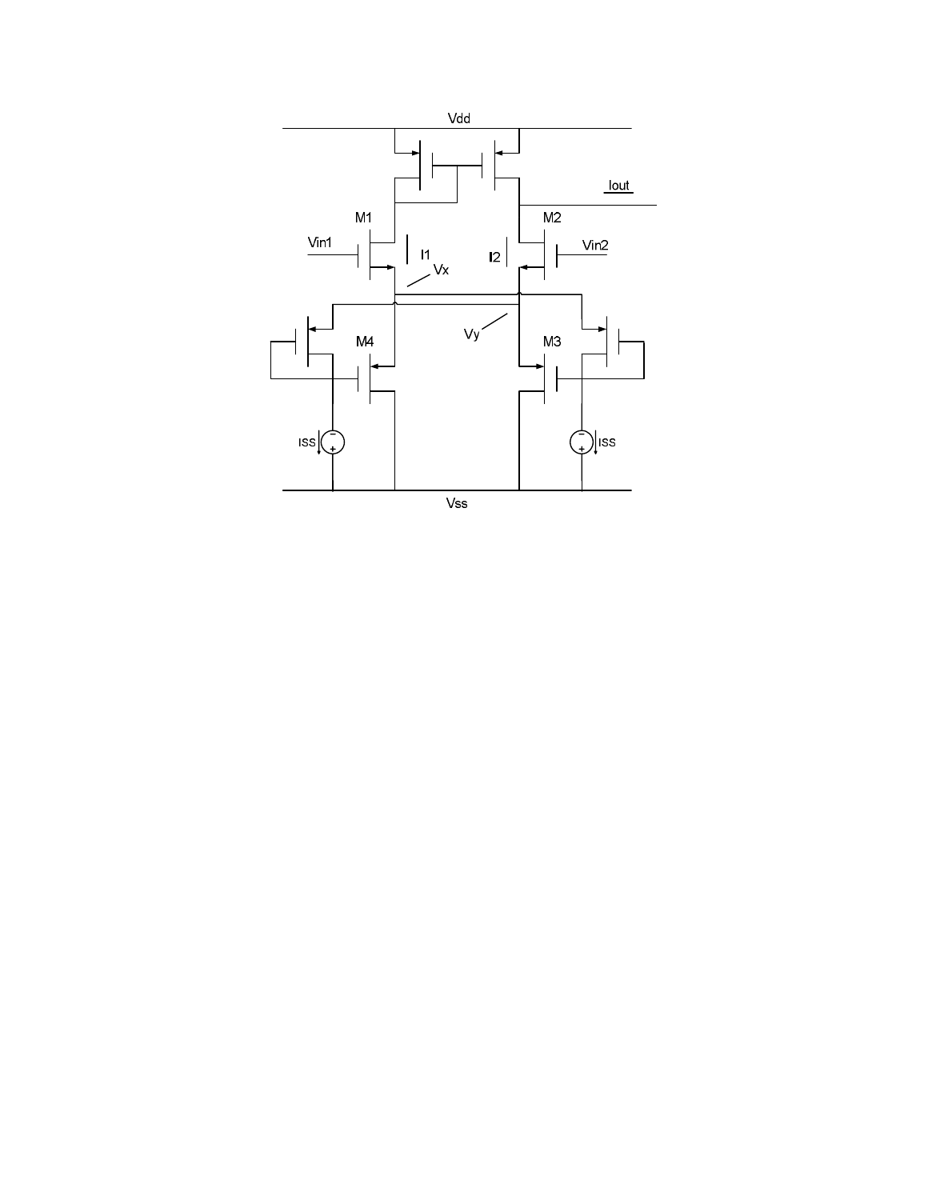Vdd

Iout

M1

M2

Vin1

I1

I2

Vin2

Vx

Vy

M4

M3

ISS

ISS

Vss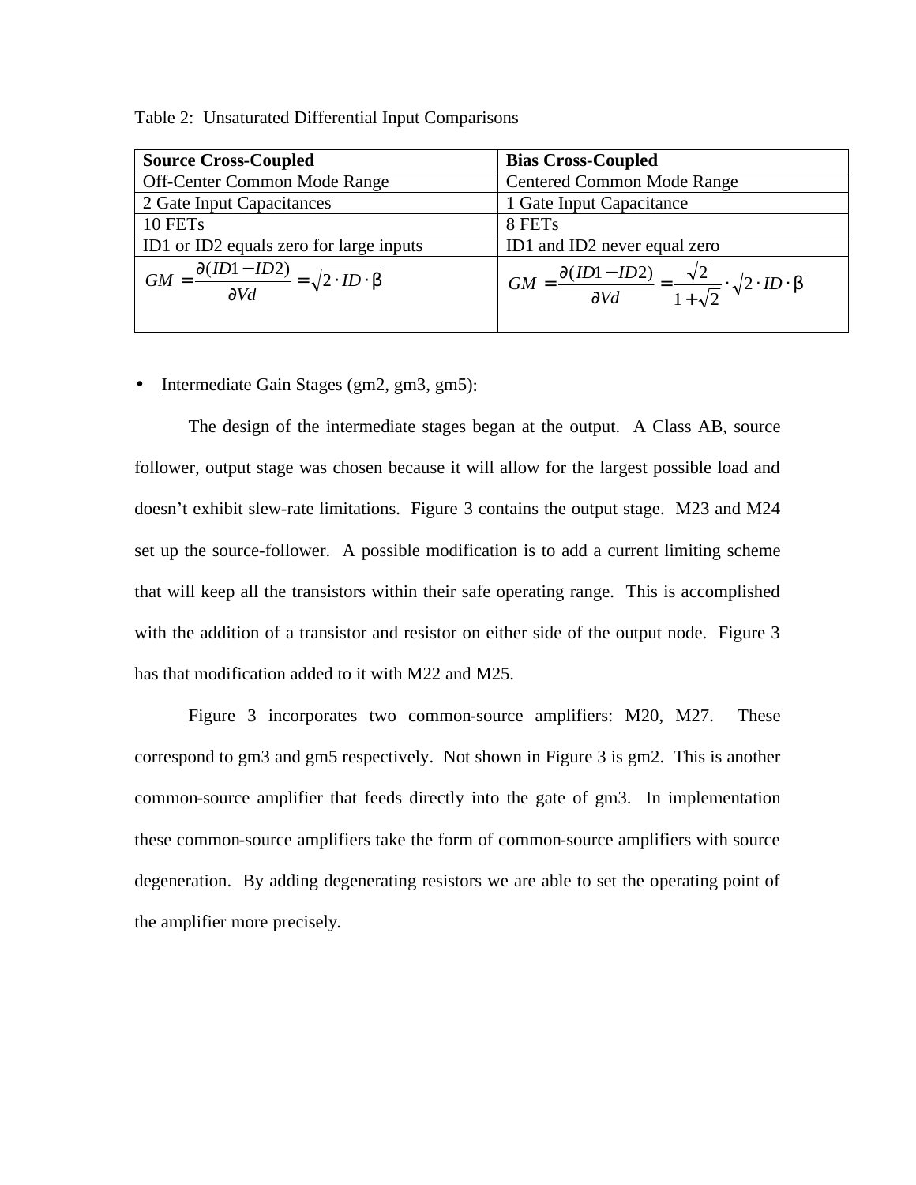Table 2: Unsaturated Differential Input Comparisons

| **Source Cross-Coupled** | **Bias Cross-Coupled** |
| --- | --- |
| Off-Center Common Mode Range | Centered Common Mode Range |
| 2 Gate Input Capacitances | 1 Gate Input Capacitance |
| 10 FETs | 8 FETs |
| ID1 or ID2 equals zero for large inputs | ID1 and ID2 never equal zero |
| $GM = \frac{\partial(ID1 - ID2)}{\partial Vd} = \sqrt{2 \cdot ID \cdot \beta}$ | $GM = \frac{\partial(ID1 - ID2)}{\partial Vd} = \frac{\sqrt{2}}{1+\sqrt{2}} \cdot \sqrt{2 \cdot ID \cdot \beta}$ |

- Intermediate Gain Stages (gm2, gm3, gm5):

The design of the intermediate stages began at the output. A Class AB, source follower, output stage was chosen because it will allow for the largest possible load and doesn't exhibit slew-rate limitations. Figure 3 contains the output stage. M23 and M24 set up the source-follower. A possible modification is to add a current limiting scheme that will keep all the transistors within their safe operating range. This is accomplished with the addition of a transistor and resistor on either side of the output node. Figure 3 has that modification added to it with M22 and M25.

Figure 3 incorporates two common-source amplifiers: M20, M27. These correspond to gm3 and gm5 respectively. Not shown in Figure 3 is gm2. This is another common-source amplifier that feeds directly into the gate of gm3. In implementation these common-source amplifiers take the form of common-source amplifiers with source degeneration. By adding degenerating resistors we are able to set the operating point of the amplifier more precisely.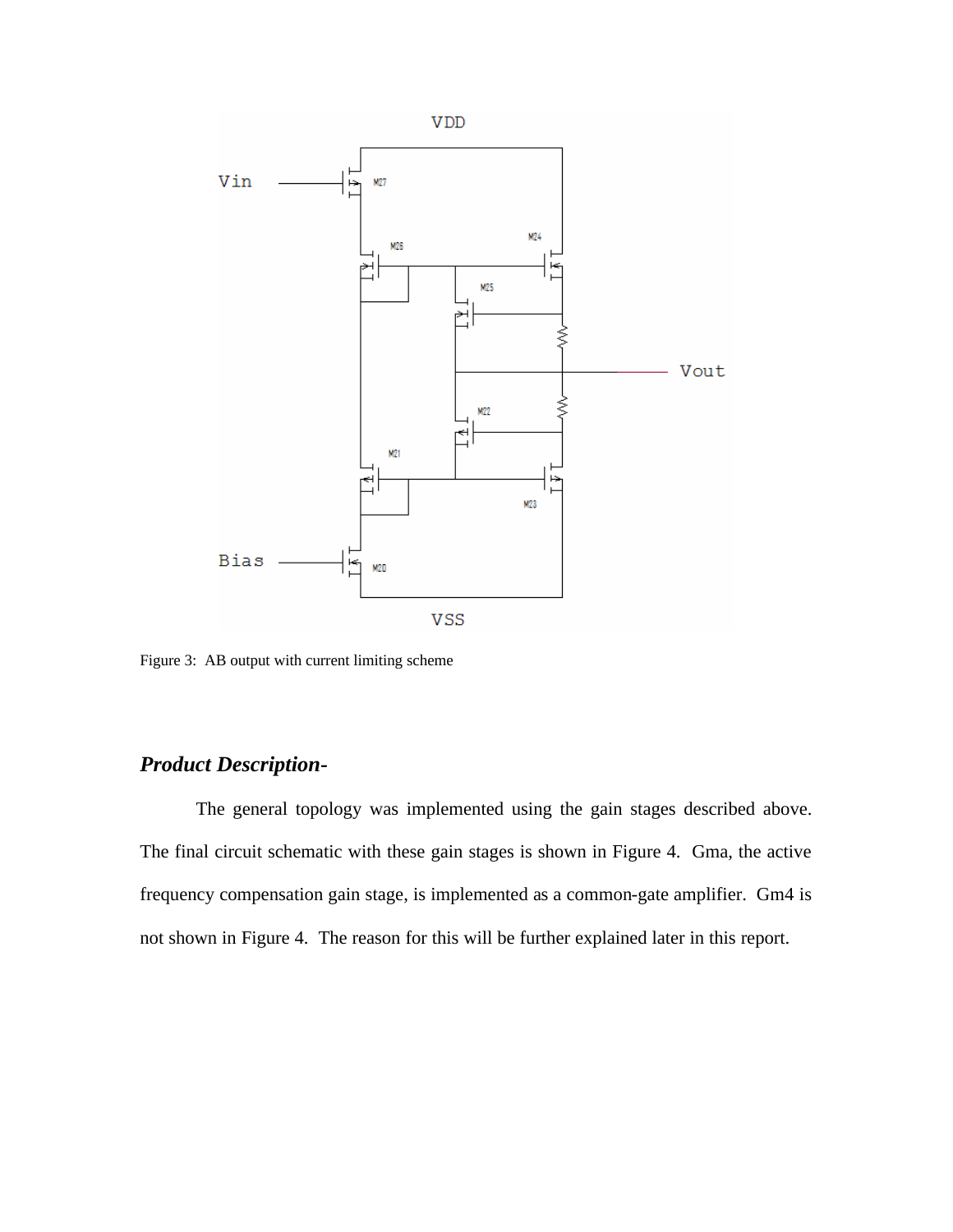Figure 3: AB output with current limiting scheme

## *Product Description-*

The general topology was implemented using the gain stages described above. The final circuit schematic with these gain stages is shown in Figure 4. Gma, the active frequency compensation gain stage, is implemented as a common-gate amplifier. Gm4 is not shown in Figure 4. The reason for this will be further explained later in this report.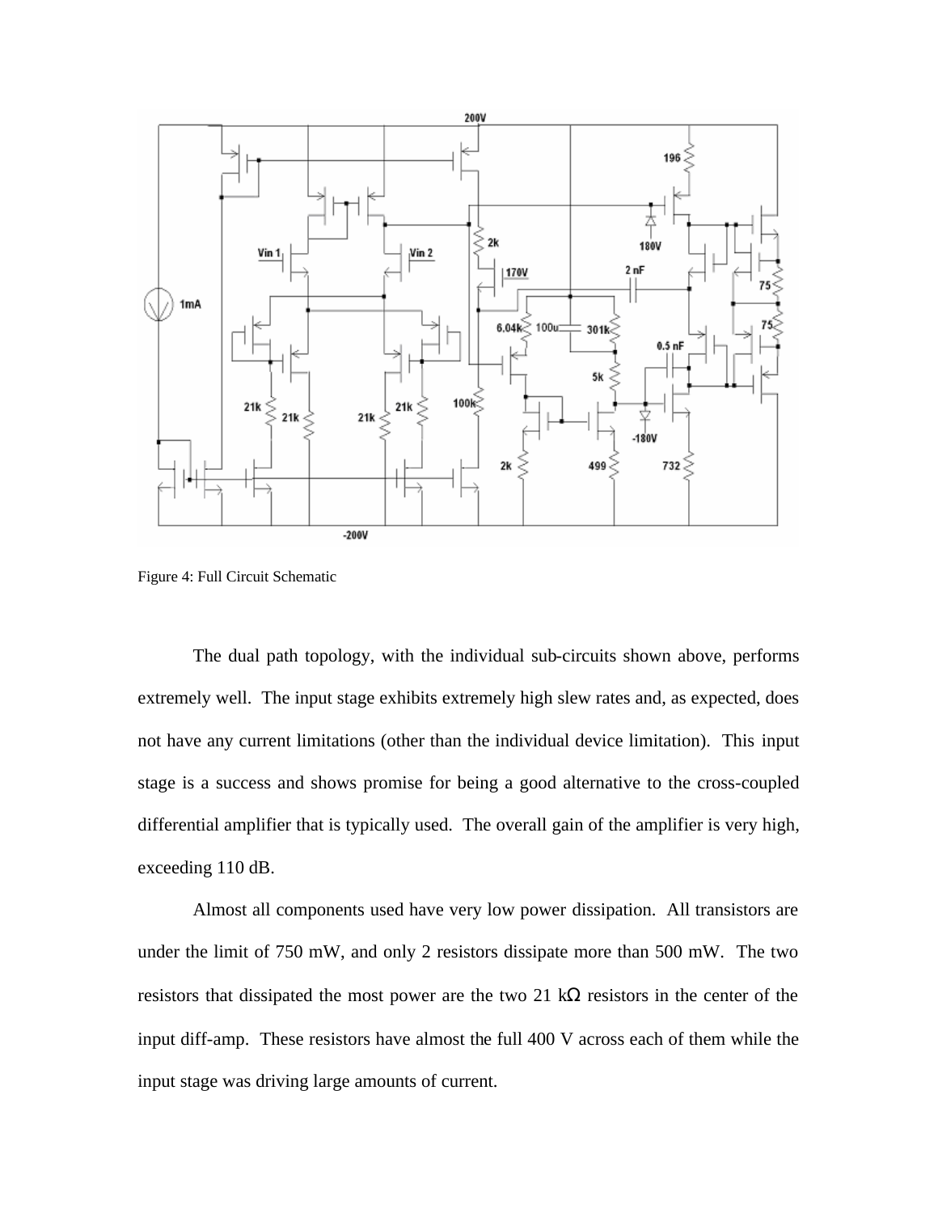Figure 4: Full Circuit Schematic

The dual path topology, with the individual sub-circuits shown above, performs extremely well. The input stage exhibits extremely high slew rates and, as expected, does not have any current limitations (other than the individual device limitation). This input stage is a success and shows promise for being a good alternative to the cross-coupled differential amplifier that is typically used. The overall gain of the amplifier is very high, exceeding 110 dB.

Almost all components used have very low power dissipation. All transistors are under the limit of 750 mW, and only 2 resistors dissipate more than 500 mW. The two resistors that dissipated the most power are the two 21 kΩ resistors in the center of the input diff-amp. These resistors have almost the full 400 V across each of them while the input stage was driving large amounts of current.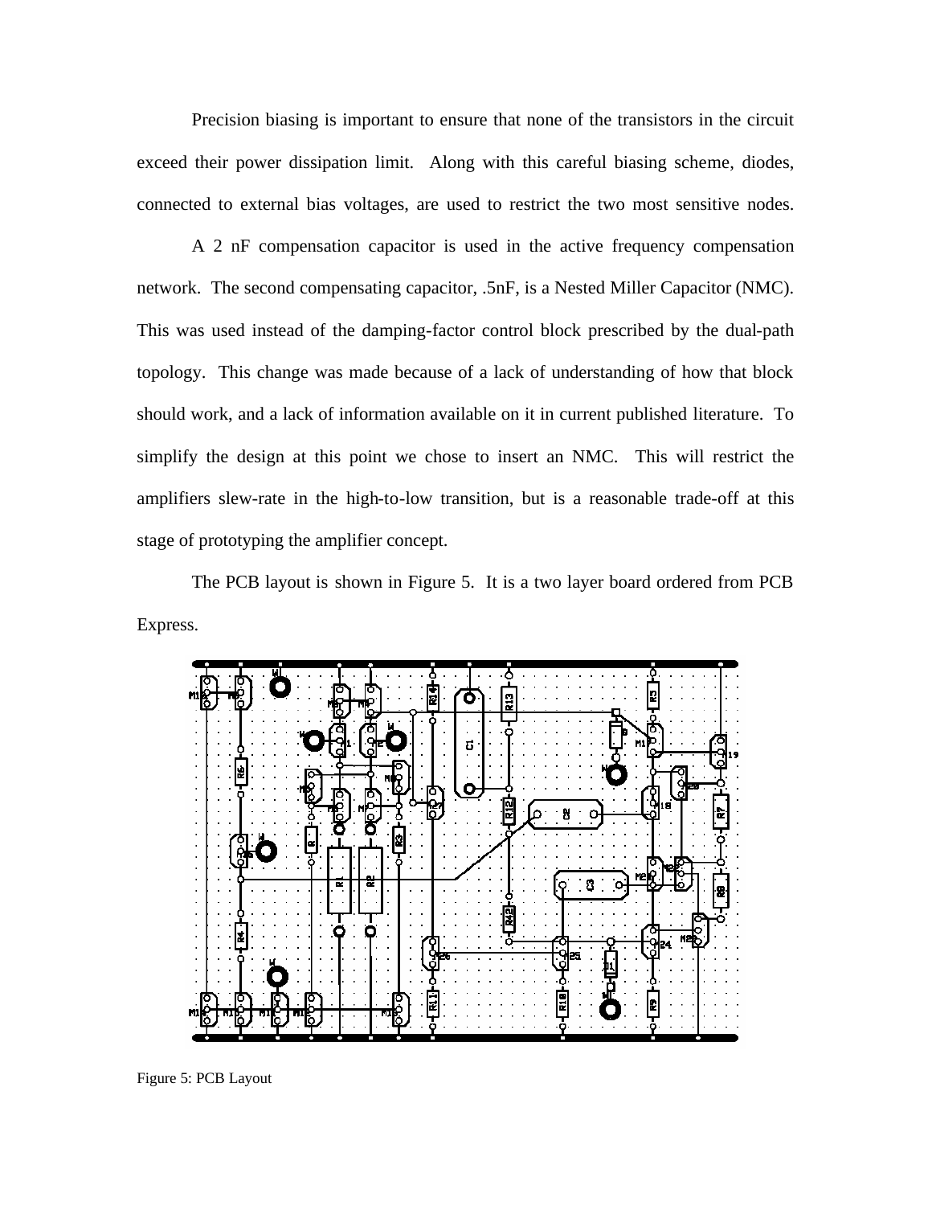Precision biasing is important to ensure that none of the transistors in the circuit exceed their power dissipation limit. Along with this careful biasing scheme, diodes, connected to external bias voltages, are used to restrict the two most sensitive nodes.

A 2 nF compensation capacitor is used in the active frequency compensation network. The second compensating capacitor, .5nF, is a Nested Miller Capacitor (NMC). This was used instead of the damping-factor control block prescribed by the dual-path topology. This change was made because of a lack of understanding of how that block should work, and a lack of information available on it in current published literature. To simplify the design at this point we chose to insert an NMC. This will restrict the amplifiers slew-rate in the high-to-low transition, but is a reasonable trade-off at this stage of prototyping the amplifier concept.

The PCB layout is shown in Figure 5. It is a two layer board ordered from PCB Express.

Figure 5: PCB Layout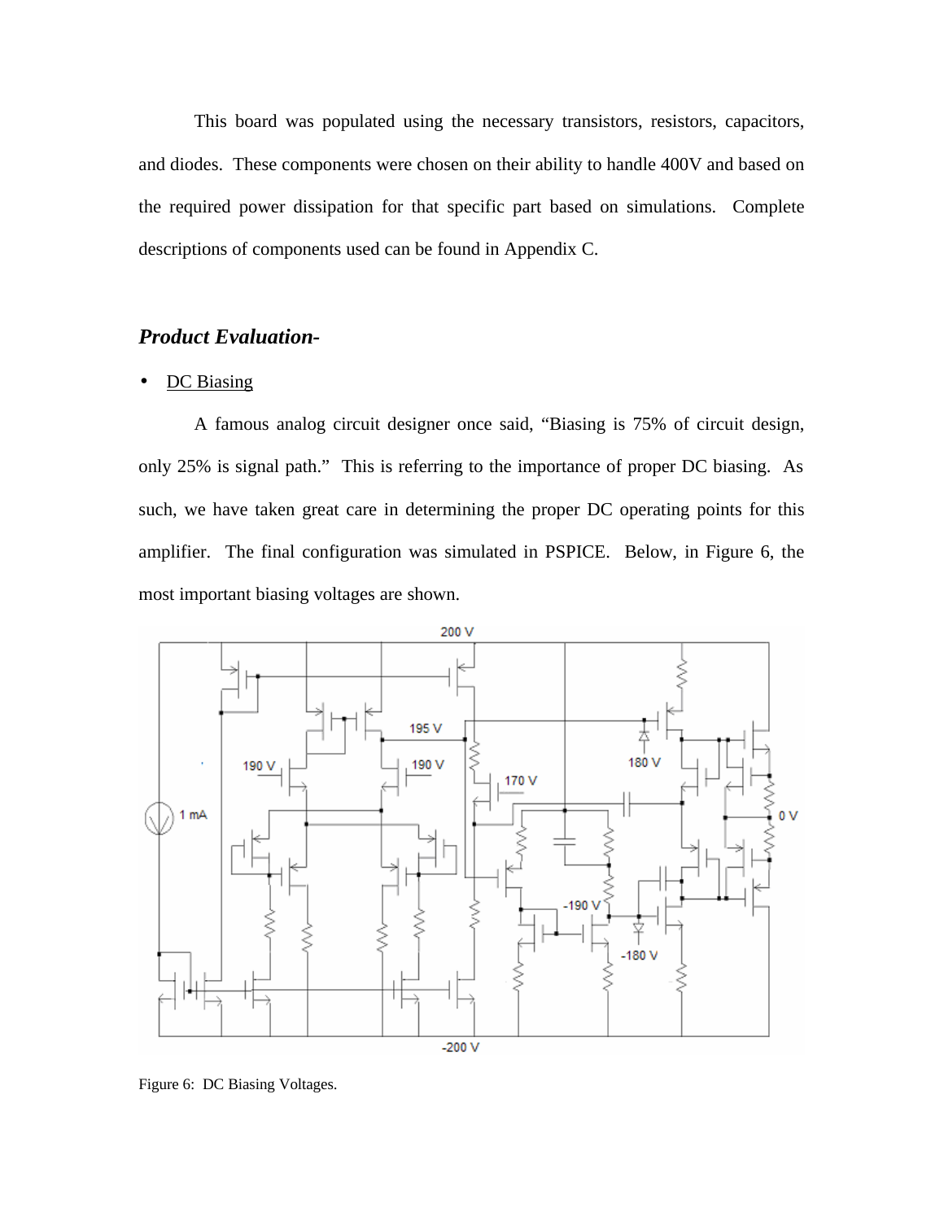This board was populated using the necessary transistors, resistors, capacitors, and diodes. These components were chosen on their ability to handle 400V and based on the required power dissipation for that specific part based on simulations. Complete descriptions of components used can be found in Appendix C.

### ***Product Evaluation-***

- DC Biasing

A famous analog circuit designer once said, "Biasing is 75% of circuit design, only 25% is signal path." This is referring to the importance of proper DC biasing. As such, we have taken great care in determining the proper DC operating points for this amplifier. The final configuration was simulated in PSPICE. Below, in Figure 6, the most important biasing voltages are shown.

Figure 6: DC Biasing Voltages.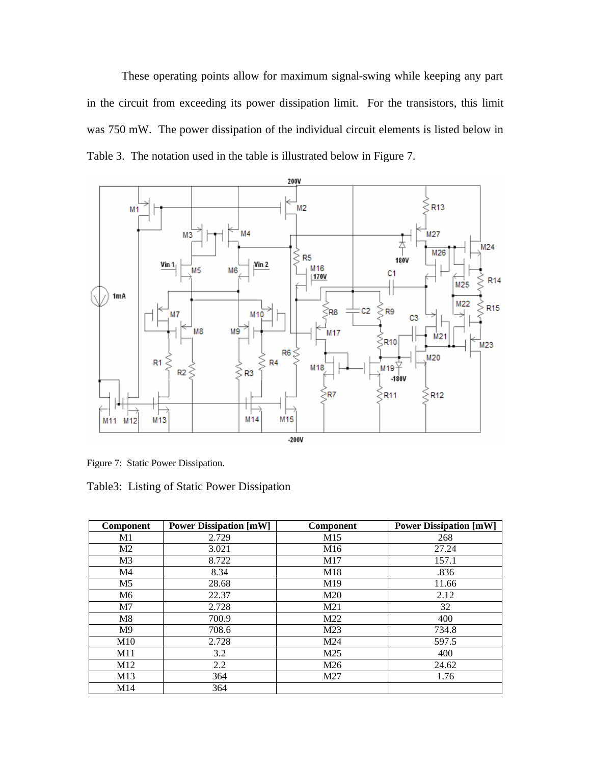These operating points allow for maximum signal-swing while keeping any part in the circuit from exceeding its power dissipation limit. For the transistors, this limit was 750 mW. The power dissipation of the individual circuit elements is listed below in Table 3. The notation used in the table is illustrated below in Figure 7.

Figure 7: Static Power Dissipation.

Table3: Listing of Static Power Dissipation

| Component | Power Dissipation [mW] | Component | Power Dissipation [mW] |
|---|---|---|---|
| M1 | 2.729 | M15 | 268 |
| M2 | 3.021 | M16 | 27.24 |
| M3 | 8.722 | M17 | 157.1 |
| M4 | 8.34 | M18 | .836 |
| M5 | 28.68 | M19 | 11.66 |
| M6 | 22.37 | M20 | 2.12 |
| M7 | 2.728 | M21 | 32 |
| M8 | 700.9 | M22 | 400 |
| M9 | 708.6 | M23 | 734.8 |
| M10 | 2.728 | M24 | 597.5 |
| M11 | 3.2 | M25 | 400 |
| M12 | 2.2 | M26 | 24.62 |
| M13 | 364 | M27 | 1.76 |
| M14 | 364 | | |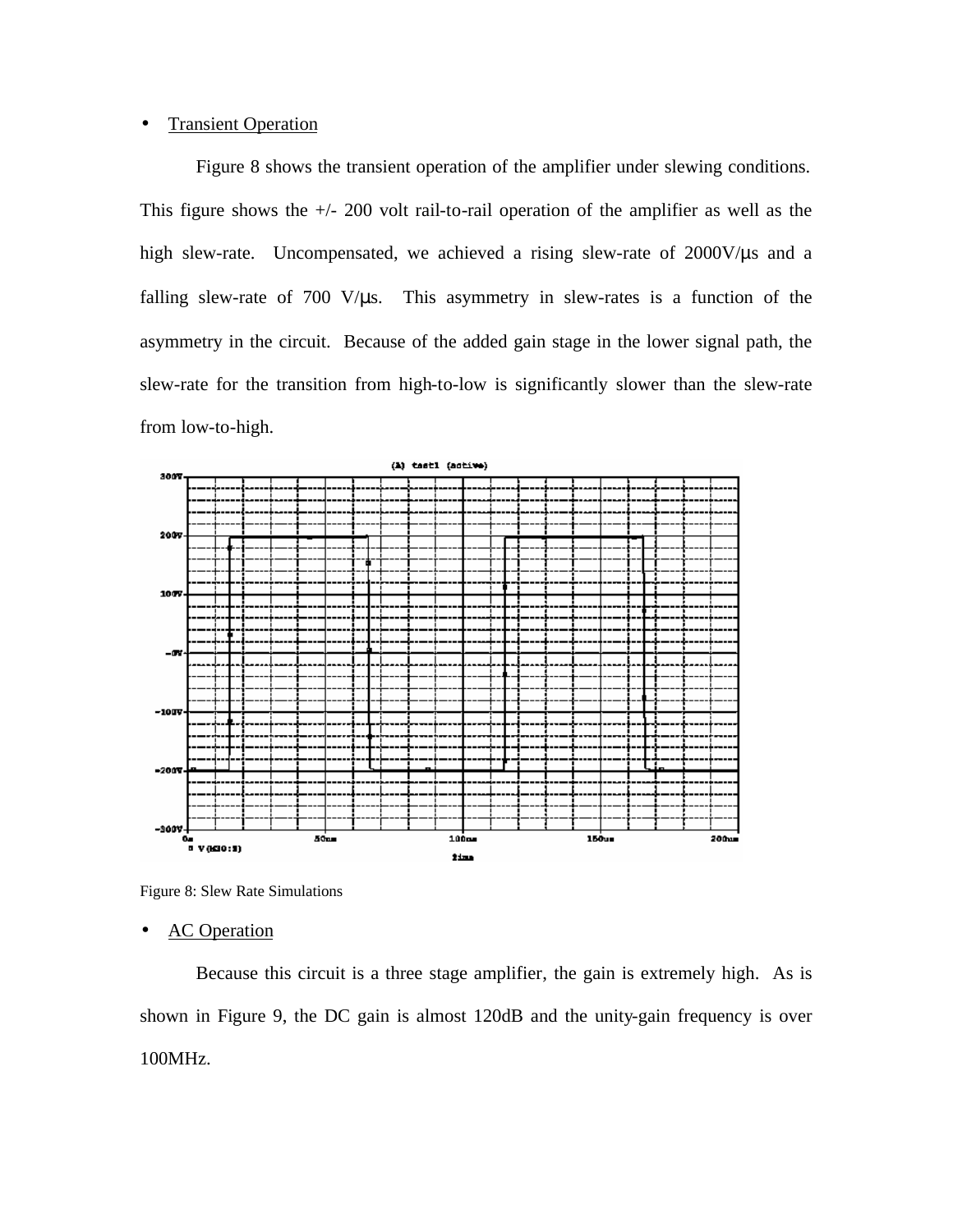- Transient Operation

Figure 8 shows the transient operation of the amplifier under slewing conditions. This figure shows the +/- 200 volt rail-to-rail operation of the amplifier as well as the high slew-rate. Uncompensated, we achieved a rising slew-rate of 2000V/μs and a falling slew-rate of 700 V/μs. This asymmetry in slew-rates is a function of the asymmetry in the circuit. Because of the added gain stage in the lower signal path, the slew-rate for the transition from high-to-low is significantly slower than the slew-rate from low-to-high.

Figure 8: Slew Rate Simulations

- AC Operation

Because this circuit is a three stage amplifier, the gain is extremely high. As is shown in Figure 9, the DC gain is almost 120dB and the unity-gain frequency is over 100MHz.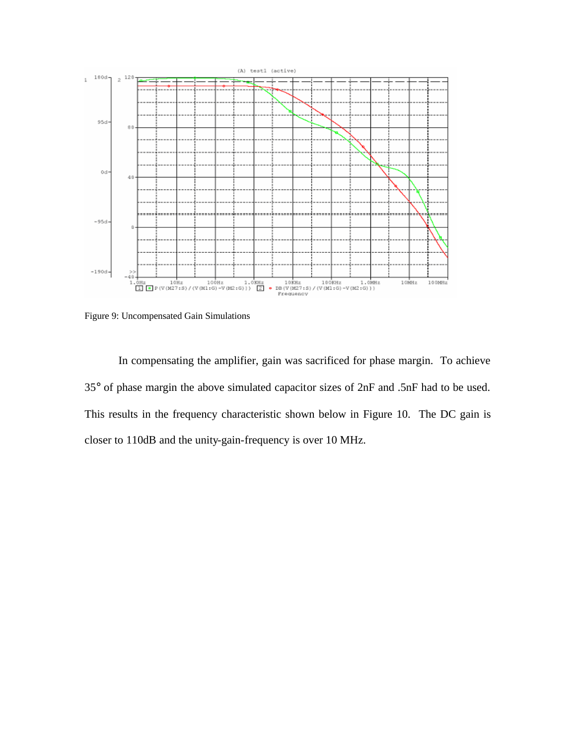Figure 9: Uncompensated Gain Simulations

In compensating the amplifier, gain was sacrificed for phase margin. To achieve 35° of phase margin the above simulated capacitor sizes of 2nF and .5nF had to be used. This results in the frequency characteristic shown below in Figure 10. The DC gain is closer to 110dB and the unity-gain-frequency is over 10 MHz.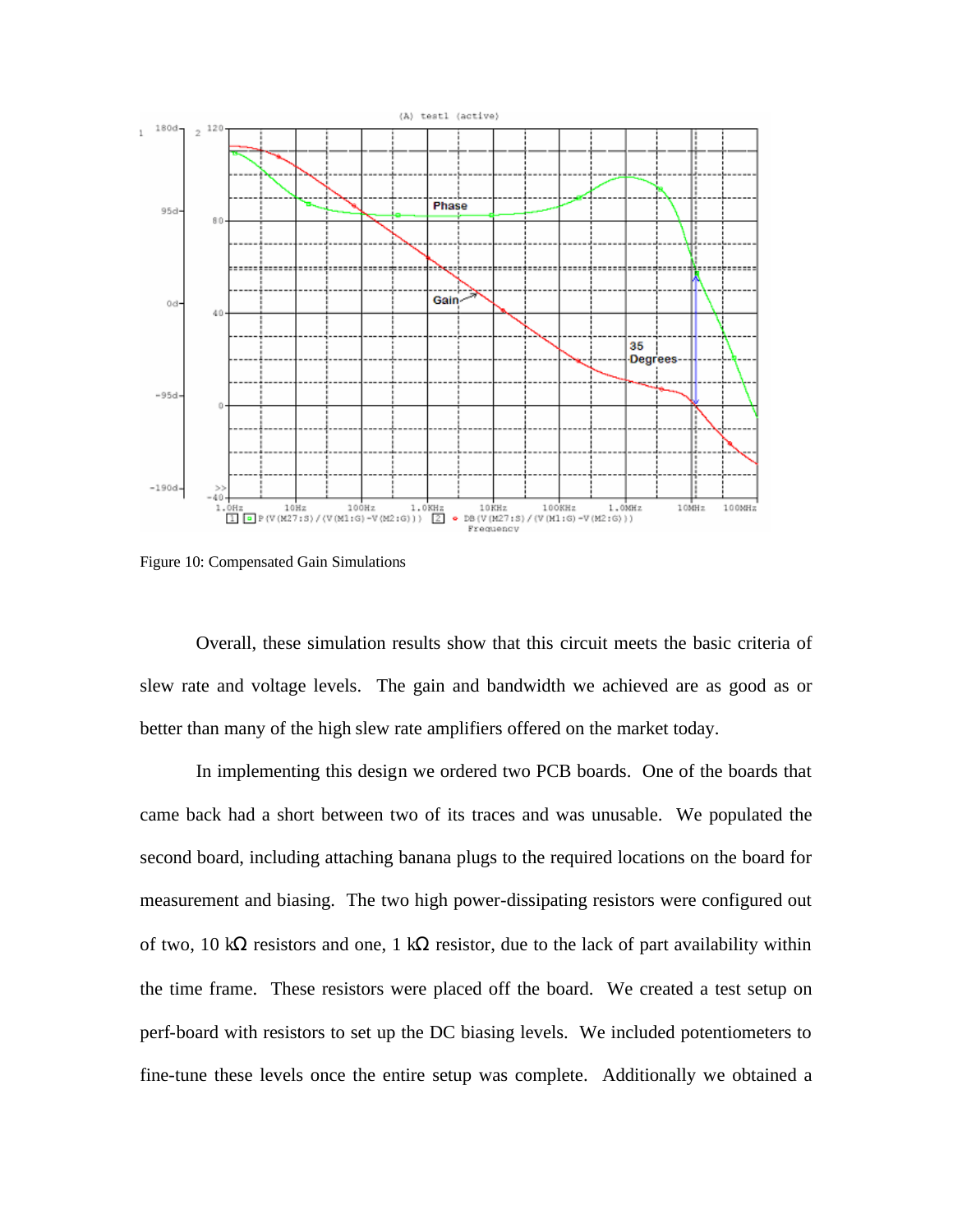Figure 10: Compensated Gain Simulations

Overall, these simulation results show that this circuit meets the basic criteria of slew rate and voltage levels. The gain and bandwidth we achieved are as good as or better than many of the high slew rate amplifiers offered on the market today.

In implementing this design we ordered two PCB boards. One of the boards that came back had a short between two of its traces and was unusable. We populated the second board, including attaching banana plugs to the required locations on the board for measurement and biasing. The two high power-dissipating resistors were configured out of two, 10 kΩ resistors and one, 1 kΩ resistor, due to the lack of part availability within the time frame. These resistors were placed off the board. We created a test setup on perf-board with resistors to set up the DC biasing levels. We included potentiometers to fine-tune these levels once the entire setup was complete. Additionally we obtained a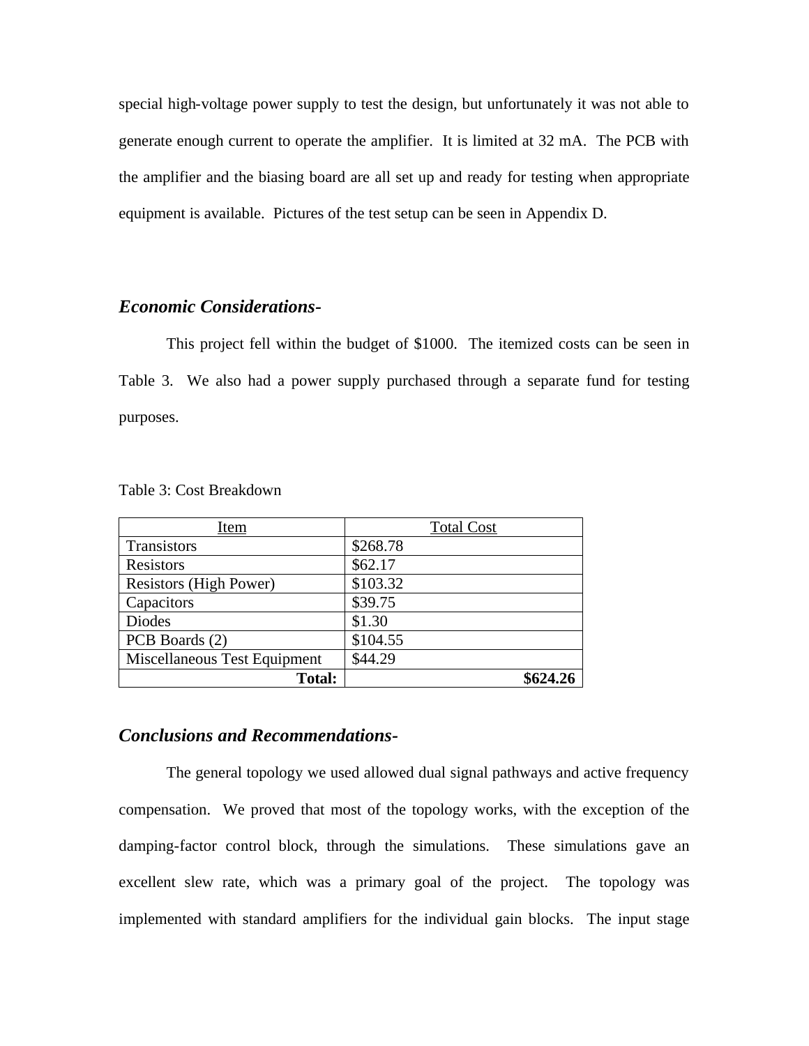special high-voltage power supply to test the design, but unfortunately it was not able to generate enough current to operate the amplifier. It is limited at 32 mA. The PCB with the amplifier and the biasing board are all set up and ready for testing when appropriate equipment is available. Pictures of the test setup can be seen in Appendix D.

### *Economic Considerations-*

This project fell within the budget of $1000. The itemized costs can be seen in Table 3. We also had a power supply purchased through a separate fund for testing purposes.

Table 3: Cost Breakdown

| Item | Total Cost |
|---|---|
| Transistors | $268.78 |
| Resistors | $62.17 |
| Resistors (High Power) | $103.32 |
| Capacitors | $39.75 |
| Diodes | $1.30 |
| PCB Boards (2) | $104.55 |
| Miscellaneous Test Equipment | $44.29 |
| **Total:** | **$624.26** |

### *Conclusions and Recommendations-*

The general topology we used allowed dual signal pathways and active frequency compensation. We proved that most of the topology works, with the exception of the damping-factor control block, through the simulations. These simulations gave an excellent slew rate, which was a primary goal of the project. The topology was implemented with standard amplifiers for the individual gain blocks. The input stage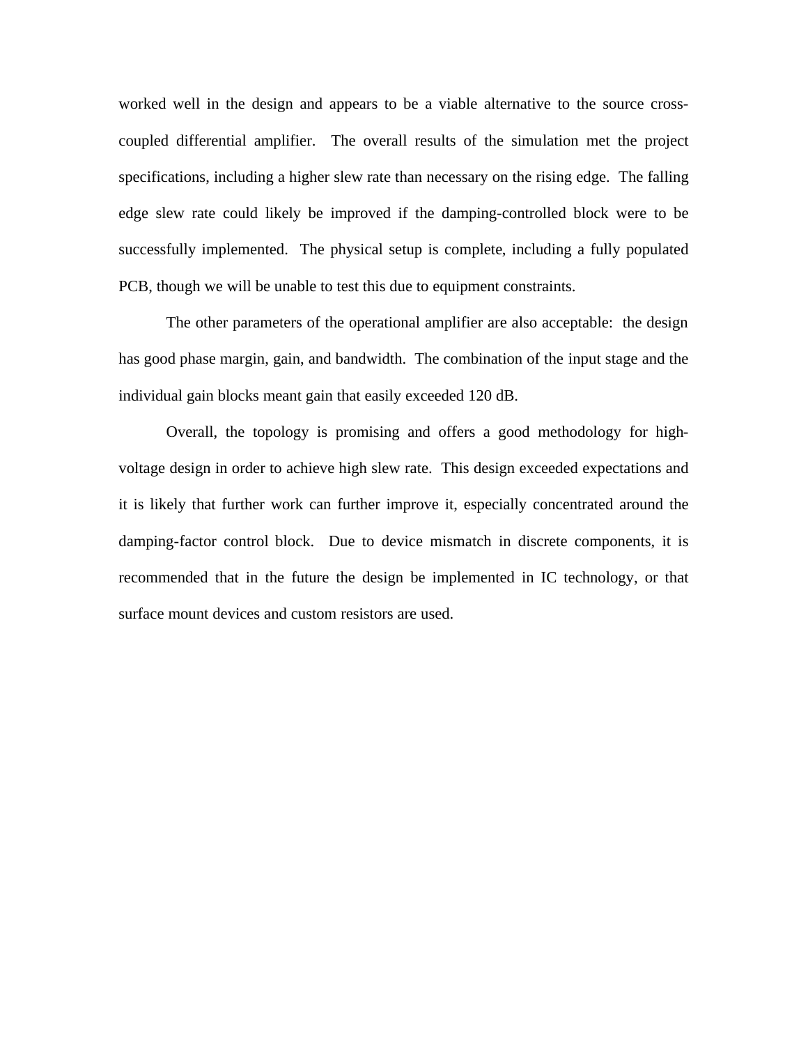worked well in the design and appears to be a viable alternative to the source cross-coupled differential amplifier. The overall results of the simulation met the project specifications, including a higher slew rate than necessary on the rising edge. The falling edge slew rate could likely be improved if the damping-controlled block were to be successfully implemented. The physical setup is complete, including a fully populated PCB, though we will be unable to test this due to equipment constraints.

The other parameters of the operational amplifier are also acceptable: the design has good phase margin, gain, and bandwidth. The combination of the input stage and the individual gain blocks meant gain that easily exceeded 120 dB.

Overall, the topology is promising and offers a good methodology for high-voltage design in order to achieve high slew rate. This design exceeded expectations and it is likely that further work can further improve it, especially concentrated around the damping-factor control block. Due to device mismatch in discrete components, it is recommended that in the future the design be implemented in IC technology, or that surface mount devices and custom resistors are used.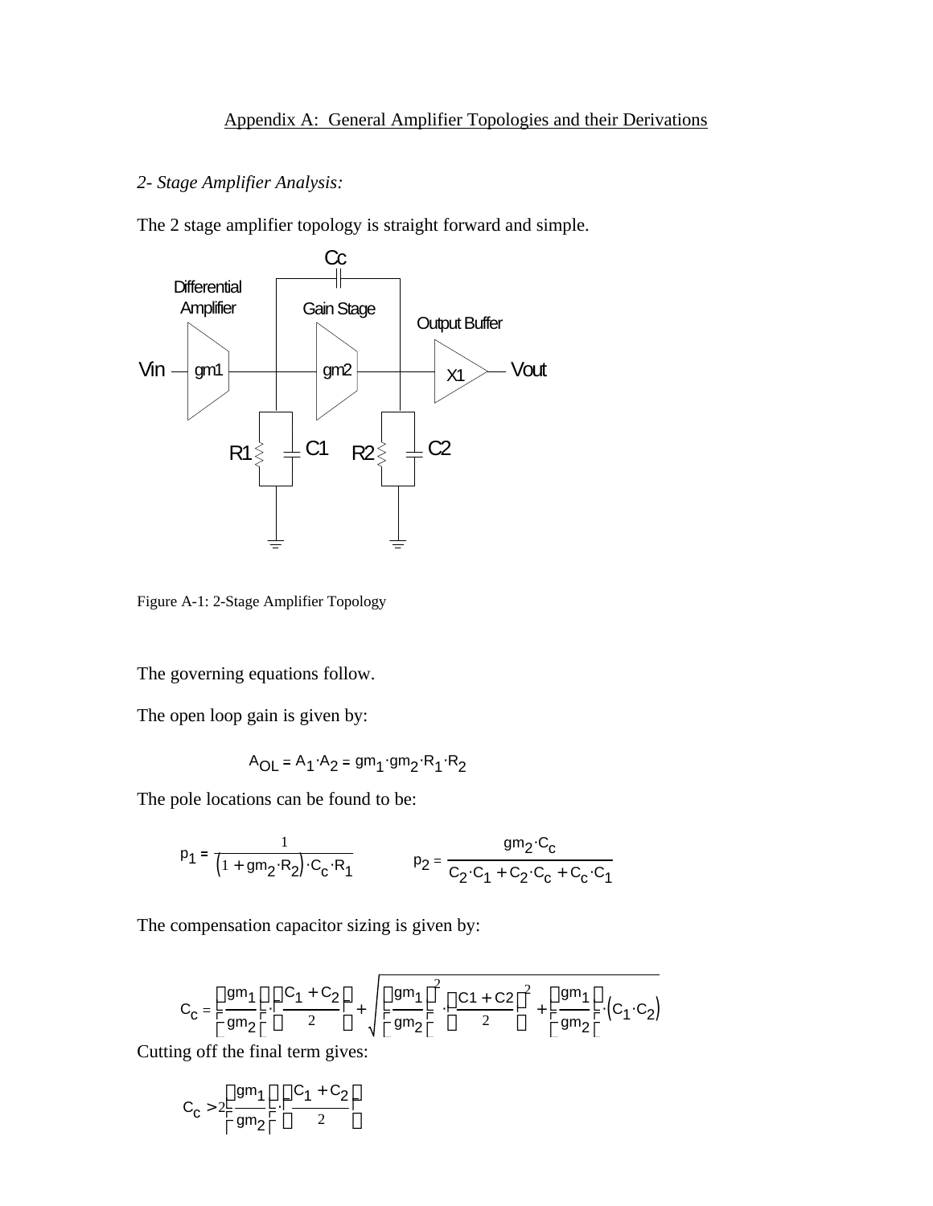## Appendix A: General Amplifier Topologies and their Derivations

*2- Stage Amplifier Analysis:*

The 2 stage amplifier topology is straight forward and simple.

Figure A-1: 2-Stage Amplifier Topology

The governing equations follow.

The open loop gain is given by:

$$A_{OL} = A_1 \cdot A_2 = gm_1 \cdot gm_2 \cdot R_1 \cdot R_2$$

The pole locations can be found to be:

$$p_1 = \frac{1}{\left(1 + gm_2 \cdot R_2\right) \cdot C_c \cdot R_1} \qquad p_2 = \frac{gm_2 \cdot C_c}{C_2 \cdot C_1 + C_2 \cdot C_c + C_c \cdot C_1}$$

The compensation capacitor sizing is given by:

$$C_c = \left(\frac{gm_1}{gm_2}\right) \cdot \left(\frac{C_1 + C_2}{2}\right) + \sqrt{\left(\frac{gm_1}{gm_2}\right)^2 \cdot \left(\frac{C1 + C2}{2}\right)^2 + \left(\frac{gm_1}{gm_2}\right) \cdot \left(C_1 \cdot C_2\right)}$$

Cutting off the final term gives:

$$C_c > 2\left(\frac{gm_1}{gm_2}\right) \cdot \left(\frac{C_1 + C_2}{2}\right)$$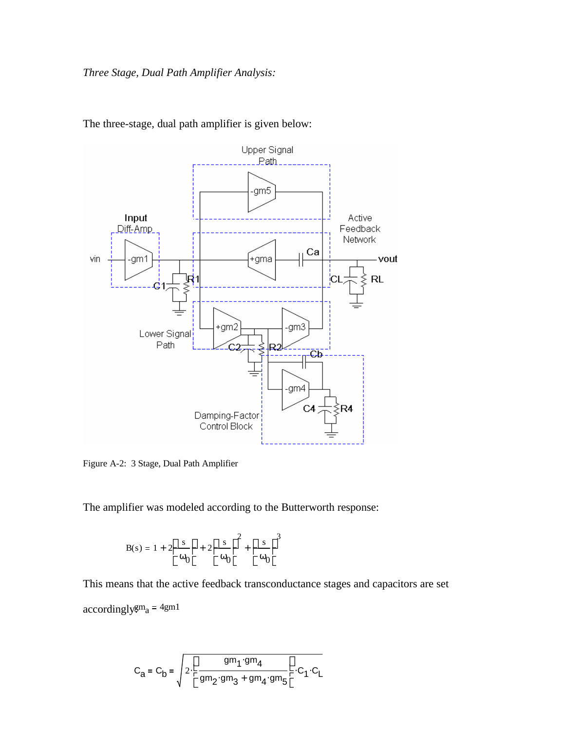*Three Stage, Dual Path Amplifier Analysis:*

The three-stage, dual path amplifier is given below:

Figure A-2: 3 Stage, Dual Path Amplifier

The amplifier was modeled according to the Butterworth response:

$$B(s) = 1 + 2\left(\frac{s}{\omega_0}\right) + 2\left(\frac{s}{\omega_0}\right)^2 + \left(\frac{s}{\omega_0}\right)^3$$

This means that the active feedback transconductance stages and capacitors are set accordingly: $gm_a = 4gm1$

$$C_a = C_b = \sqrt{2\cdot\left(\frac{gm_1\cdot gm_4}{gm_2\cdot gm_3 + gm_4\cdot gm_5}\right)\cdot C_1\cdot C_L}$$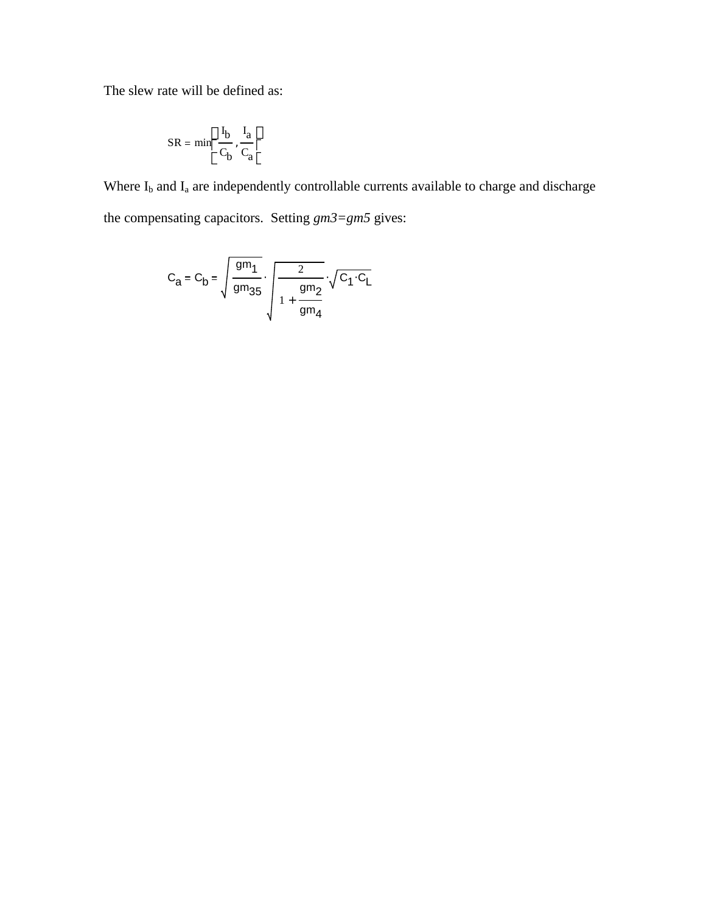The slew rate will be defined as:

$$SR = \min\left(\frac{I_b}{C_b}, \frac{I_a}{C_a}\right)$$

Where $I_b$ and $I_a$ are independently controllable currents available to charge and discharge the compensating capacitors. Setting *gm3=gm5* gives:

$$C_a = C_b = \sqrt{\frac{gm_1}{gm_{35}}} \cdot \sqrt{\frac{2}{1 + \frac{gm_2}{gm_4}}} \cdot \sqrt{C_1 \cdot C_L}$$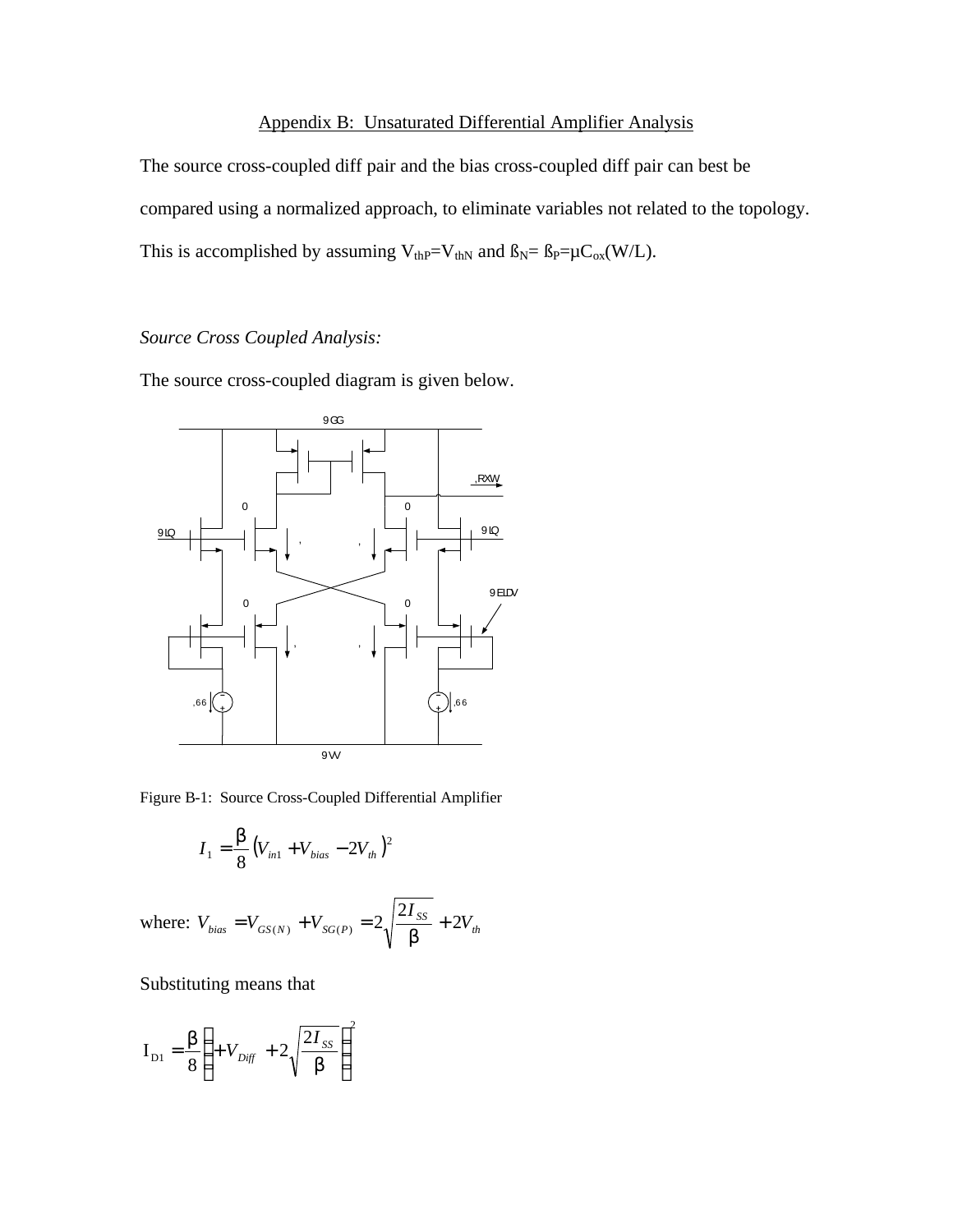## Appendix B: Unsaturated Differential Amplifier Analysis

The source cross-coupled diff pair and the bias cross-coupled diff pair can best be compared using a normalized approach, to eliminate variables not related to the topology. This is accomplished by assuming $V_{thP}=V_{thN}$ and $ß_N= ß_P=\mu C_{ox}(W/L)$.

*Source Cross Coupled Analysis:*

The source cross-coupled diagram is given below.

Figure B-1: Source Cross-Coupled Differential Amplifier

$$I_1 = \frac{\beta}{8}\left(V_{in1} + V_{bias} - 2V_{th}\right)^2$$

where: $V_{bias} = V_{GS(N)} + V_{SG(P)} = 2\sqrt{\frac{2I_{SS}}{\beta}} + 2V_{th}$

Substituting means that

$$\mathrm{I}_{D1} = \frac{\beta}{8}\left(+V_{Diff} + 2\sqrt{\frac{2I_{SS}}{\beta}}\right)^2$$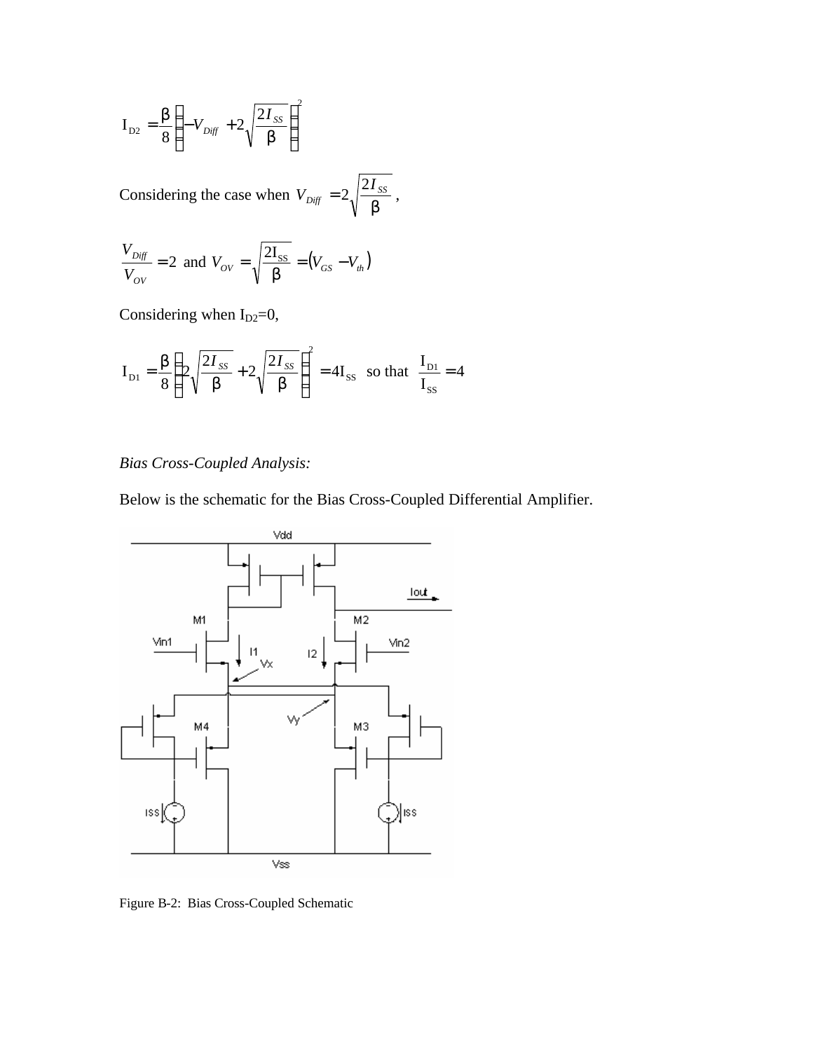$$I_{D2} = \frac{\beta}{8}\left(-V_{Diff} + 2\sqrt{\frac{2I_{SS}}{\beta}}\right)^2$$

Considering the case when $V_{Diff} = 2\sqrt{\frac{2I_{SS}}{\beta}}$,

$\frac{V_{Diff}}{V_{OV}} = 2$ and $V_{OV} = \sqrt{\frac{2I_{SS}}{\beta}} = (V_{GS} - V_{th})$

Considering when $I_{D2}=0$,

$$I_{D1} = \frac{\beta}{8}\left(2\sqrt{\frac{2I_{SS}}{\beta}} + 2\sqrt{\frac{2I_{SS}}{\beta}}\right)^2 = 4I_{SS} \text{ so that } \frac{I_{D1}}{I_{SS}} = 4$$

*Bias Cross-Coupled Analysis:*

Below is the schematic for the Bias Cross-Coupled Differential Amplifier.

Figure B-2: Bias Cross-Coupled Schematic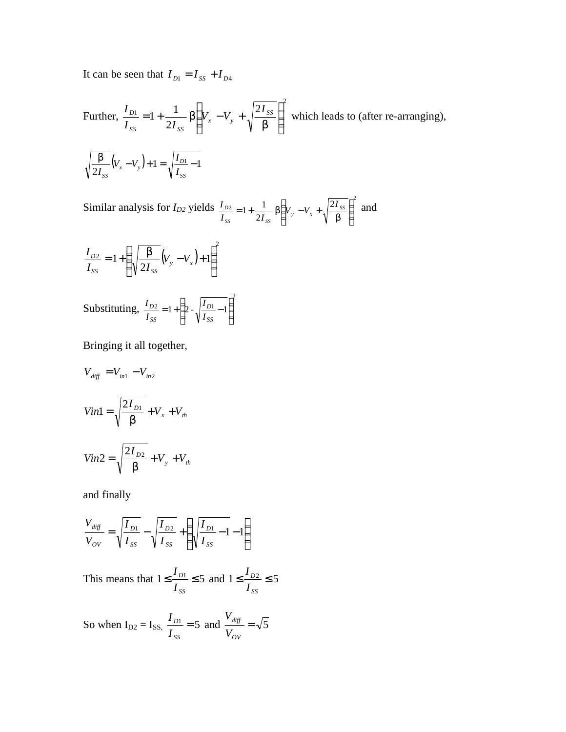It can be seen that $I_{D1} = I_{SS} + I_{D4}$

Further, $\frac{I_{D1}}{I_{SS}} = 1 + \frac{1}{2I_{SS}} \beta \left( V_x - V_y + \sqrt{\frac{2I_{SS}}{\beta}} \right)^2$ which leads to (after re-arranging),

$$\sqrt{\frac{\beta}{2I_{SS}}} \left( V_x - V_y \right) + 1 = \sqrt{\frac{I_{D1}}{I_{SS}} - 1}$$

Similar analysis for $I_{D2}$ yields $\frac{I_{D2}}{I_{SS}} = 1 + \frac{1}{2I_{SS}} \beta \left( V_y - V_x + \sqrt{\frac{2I_{SS}}{\beta}} \right)^2$ and

$$\frac{I_{D2}}{I_{SS}} = 1 + \left( \sqrt{\frac{\beta}{2I_{SS}}} \left( V_y - V_x \right) + 1 \right)^2$$

Substituting, $\frac{I_{D2}}{I_{SS}} = 1 + \left( 2 - \sqrt{\frac{I_{D1}}{I_{SS}} - 1} \right)^2$

Bringing it all together,

$$V_{diff} = V_{in1} - V_{in2}$$

$$Vin1 = \sqrt{\frac{2I_{D1}}{\beta}} + V_x + V_{th}$$

$$Vin2 = \sqrt{\frac{2I_{D2}}{\beta}} + V_y + V_{th}$$

and finally

$$\frac{V_{diff}}{V_{OV}} = \sqrt{\frac{I_{D1}}{I_{SS}}} - \sqrt{\frac{I_{D2}}{I_{SS}}} + \left( \sqrt{\frac{I_{D1}}{I_{SS}} - 1} - 1 \right)$$

This means that $1 \leq \frac{I_{D1}}{I_{SS}} \leq 5$ and $1 \leq \frac{I_{D2}}{I_{SS}} \leq 5$

So when $I_{D2} = I_{SS}$, $\frac{I_{D1}}{I_{SS}} = 5$ and $\frac{V_{diff}}{V_{OV}} = \sqrt{5}$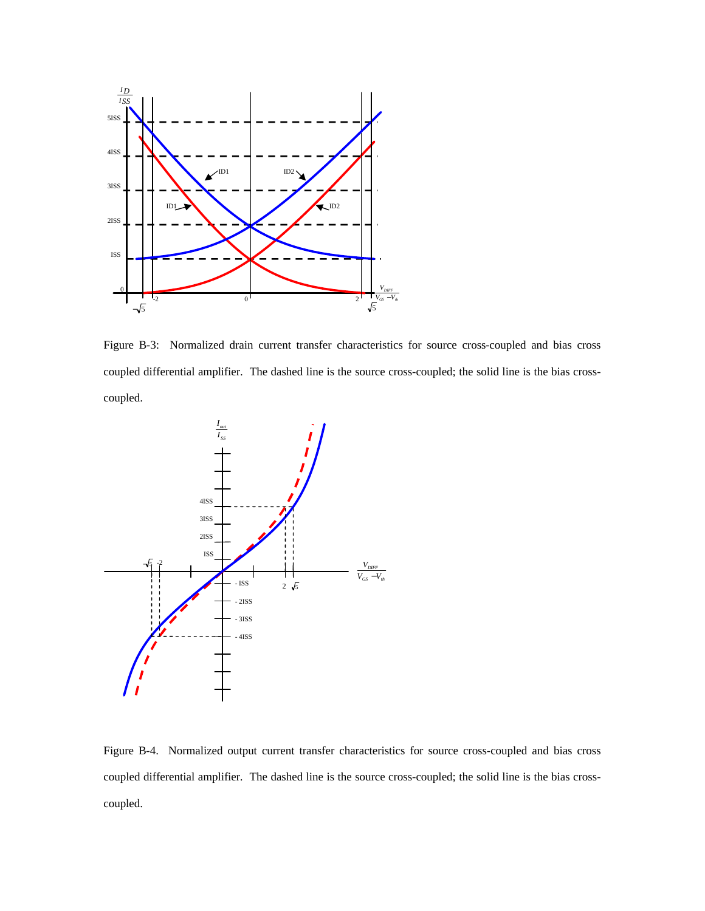Figure B-3: Normalized drain current transfer characteristics for source cross-coupled and bias cross coupled differential amplifier. The dashed line is the source cross-coupled; the solid line is the bias cross-coupled.

Figure B-4. Normalized output current transfer characteristics for source cross-coupled and bias cross coupled differential amplifier. The dashed line is the source cross-coupled; the solid line is the bias cross-coupled.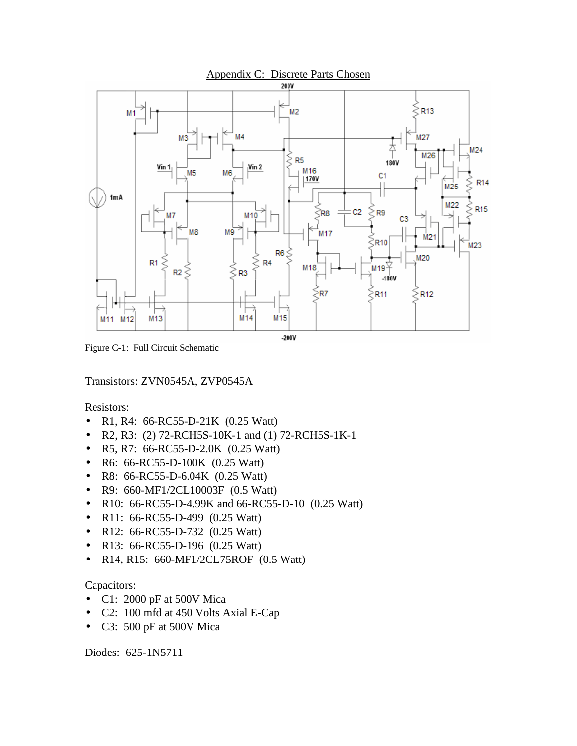# Appendix C: Discrete Parts Chosen

Figure C-1: Full Circuit Schematic

Transistors: ZVN0545A, ZVP0545A

Resistors:

- R1, R4: 66-RC55-D-21K (0.25 Watt)
- R2, R3: (2) 72-RCH5S-10K-1 and (1) 72-RCH5S-1K-1
- R5, R7: 66-RC55-D-2.0K (0.25 Watt)
- R6: 66-RC55-D-100K (0.25 Watt)
- R8: 66-RC55-D-6.04K (0.25 Watt)
- R9: 660-MF1/2CL10003F (0.5 Watt)
- R10: 66-RC55-D-4.99K and 66-RC55-D-10 (0.25 Watt)
- R11: 66-RC55-D-499 (0.25 Watt)
- R12: 66-RC55-D-732 (0.25 Watt)
- R13: 66-RC55-D-196 (0.25 Watt)
- R14, R15: 660-MF1/2CL75ROF (0.5 Watt)

Capacitors:

- C1: 2000 pF at 500V Mica
- C2: 100 mfd at 450 Volts Axial E-Cap
- C3: 500 pF at 500V Mica

Diodes: 625-1N5711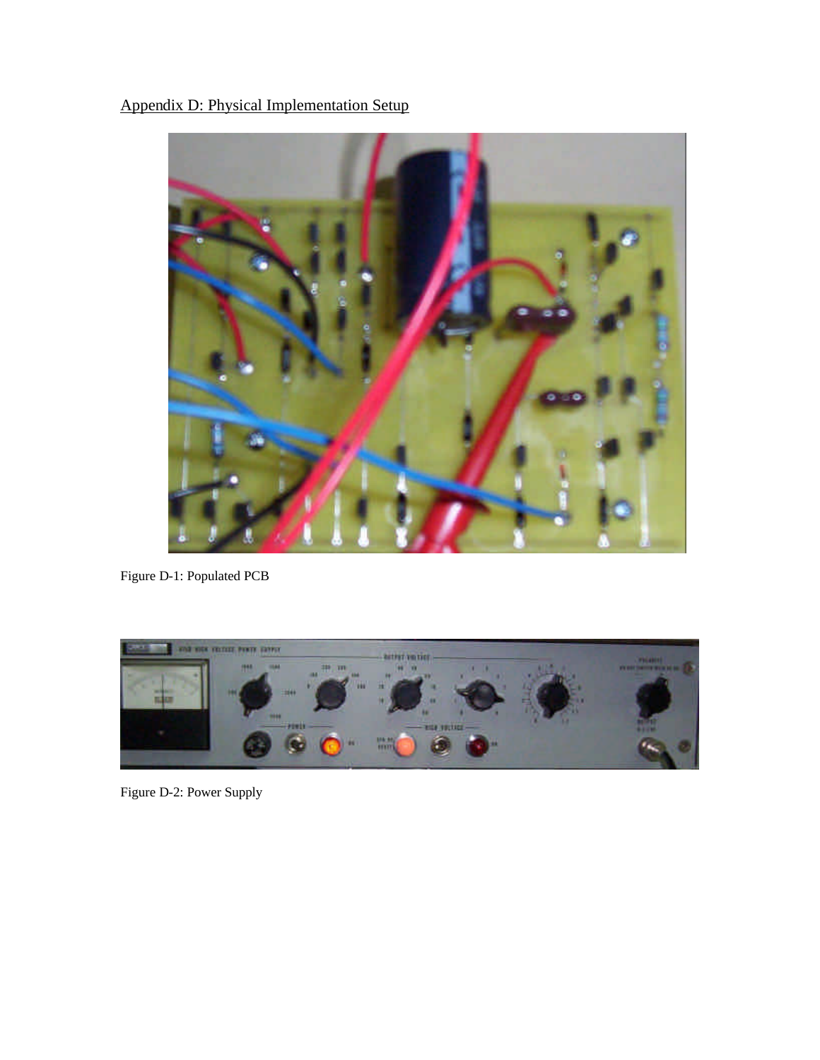Appendix D: Physical Implementation Setup

Figure D-1: Populated PCB

Figure D-2: Power Supply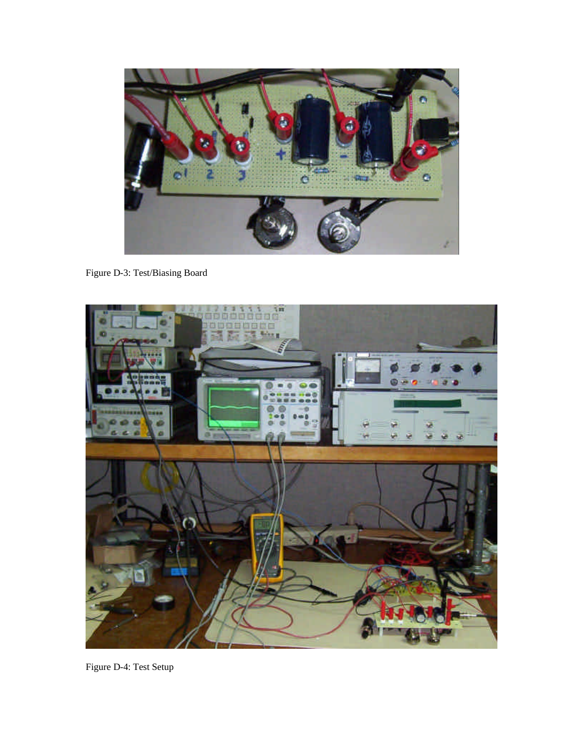Figure D-3: Test/Biasing Board

Figure D-4: Test Setup